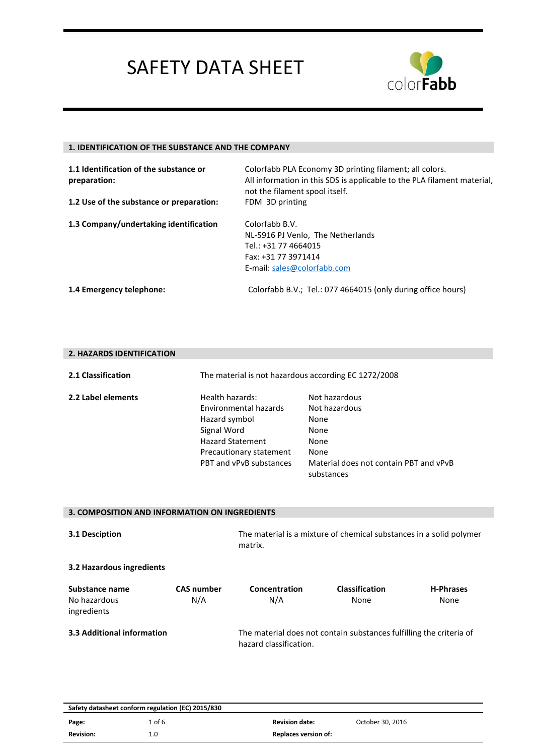# SAFETY DATA SHEET

colorFabb

## 1. IDENTIFICATION OF THE SUBSTANCE AND THE COMPANY

**1.1 Identification of the substance or preparation:** Colorfabb PLA Economy 3D printing filament; all colors. All information in this SDS is applicable to the PLA filament material, not the filament spool itself.

**1.2 Use of the substance or preparation:** FDM 3D printing

**1.3 Company/undertaking identification**
Colorfabb B.V.
NL-5916 PJ Venlo, The Netherlands
Tel.: +31 77 4664015
Fax: +31 77 3971414
E-mail: sales@colorfabb.com

**1.4 Emergency telephone:** Colorfabb B.V.; Tel.: 077 4664015 (only during office hours)

## 2. HAZARDS IDENTIFICATION

**2.1 Classification** The material is not hazardous according EC 1272/2008

**2.2 Label elements**

| | |
|---|---|
| Health hazards: | Not hazardous |
| Environmental hazards | Not hazardous |
| Hazard symbol | None |
| Signal Word | None |
| Hazard Statement | None |
| Precautionary statement | None |
| PBT and vPvB substances | Material does not contain PBT and vPvB substances |

## 3. COMPOSITION AND INFORMATION ON INGREDIENTS

**3.1 Desciption** The material is a mixture of chemical substances in a solid polymer matrix.

**3.2 Hazardous ingredients**

| Substance name | CAS number | Concentration | Classification | H-Phrases |
|---|---|---|---|---|
| No hazardous ingredients | N/A | N/A | None | None |

**3.3 Additional information** The material does not contain substances fulfilling the criteria of hazard classification.

| Safety datasheet conform regulation (EC) 2015/830 | | | |
|---|---|---|---|
| **Page:** | 1 of 6 | **Revision date:** | October 30, 2016 |
| **Revision:** | 1.0 | **Replaces version of:** | |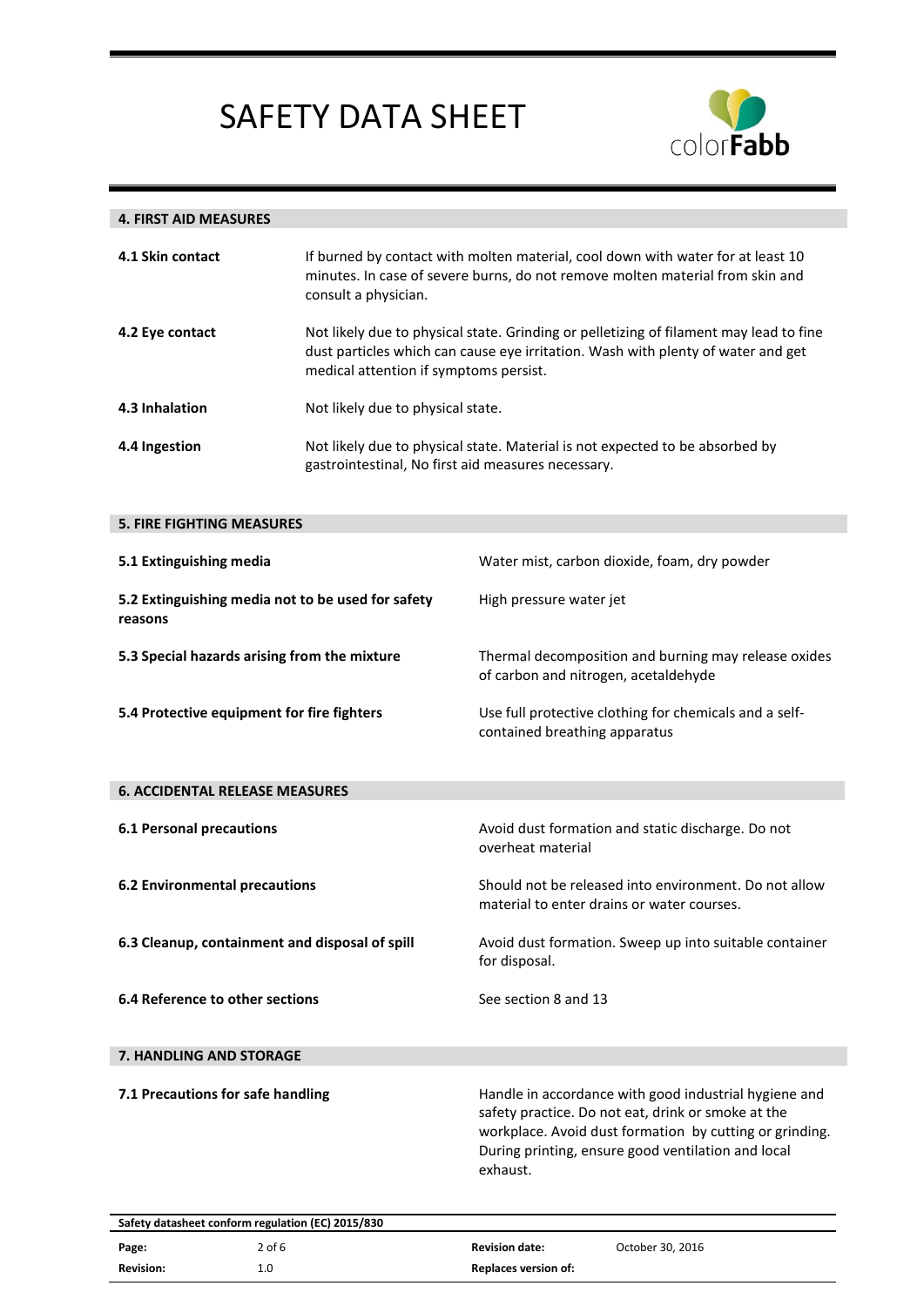## 4. FIRST AID MEASURES

| | |
|---|---|
| **4.1 Skin contact** | If burned by contact with molten material, cool down with water for at least 10 minutes. In case of severe burns, do not remove molten material from skin and consult a physician. |
| **4.2 Eye contact** | Not likely due to physical state. Grinding or pelletizing of filament may lead to fine dust particles which can cause eye irritation. Wash with plenty of water and get medical attention if symptoms persist. |
| **4.3 Inhalation** | Not likely due to physical state. |
| **4.4 Ingestion** | Not likely due to physical state. Material is not expected to be absorbed by gastrointestinal, No first aid measures necessary. |

## 5. FIRE FIGHTING MEASURES

| | |
|---|---|
| **5.1 Extinguishing media** | Water mist, carbon dioxide, foam, dry powder |
| **5.2 Extinguishing media not to be used for safety reasons** | High pressure water jet |
| **5.3 Special hazards arising from the mixture** | Thermal decomposition and burning may release oxides of carbon and nitrogen, acetaldehyde |
| **5.4 Protective equipment for fire fighters** | Use full protective clothing for chemicals and a self-contained breathing apparatus |

## 6. ACCIDENTAL RELEASE MEASURES

| | |
|---|---|
| **6.1 Personal precautions** | Avoid dust formation and static discharge. Do not overheat material |
| **6.2 Environmental precautions** | Should not be released into environment. Do not allow material to enter drains or water courses. |
| **6.3 Cleanup, containment and disposal of spill** | Avoid dust formation. Sweep up into suitable container for disposal. |
| **6.4 Reference to other sections** | See section 8 and 13 |

## 7. HANDLING AND STORAGE

| | |
|---|---|
| **7.1 Precautions for safe handling** | Handle in accordance with good industrial hygiene and safety practice. Do not eat, drink or smoke at the workplace. Avoid dust formation by cutting or grinding. During printing, ensure good ventilation and local exhaust. |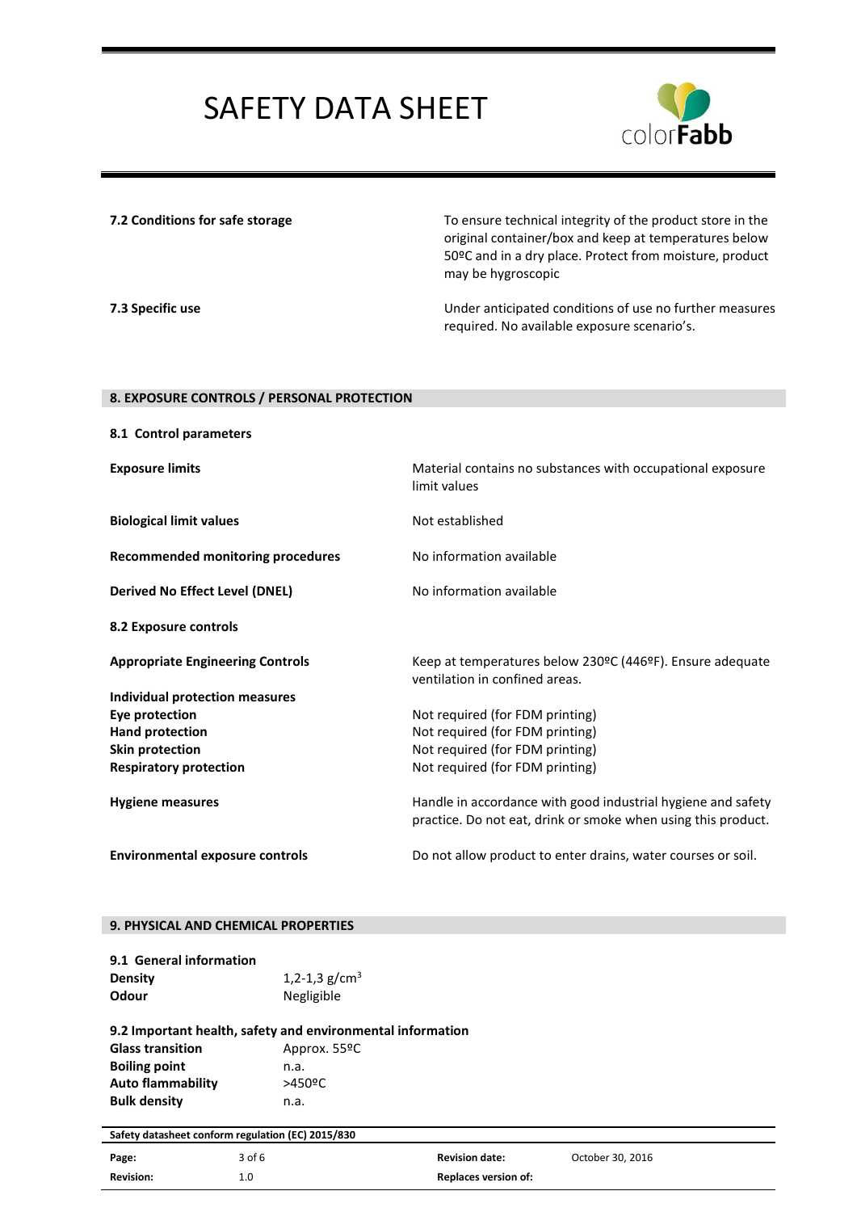| | |
|---|---|
| **7.2 Conditions for safe storage** | To ensure technical integrity of the product store in the original container/box and keep at temperatures below 50ºC and in a dry place. Protect from moisture, product may be hygroscopic |
| **7.3 Specific use** | Under anticipated conditions of use no further measures required. No available exposure scenario's. |

## 8. EXPOSURE CONTROLS / PERSONAL PROTECTION

### 8.1 Control parameters

| | |
|---|---|
| **Exposure limits** | Material contains no substances with occupational exposure limit values |
| **Biological limit values** | Not established |
| **Recommended monitoring procedures** | No information available |
| **Derived No Effect Level (DNEL)** | No information available |

### 8.2 Exposure controls

| | |
|---|---|
| **Appropriate Engineering Controls** | Keep at temperatures below 230ºC (446ºF). Ensure adequate ventilation in confined areas. |
| **Individual protection measures** | |
| **Eye protection** | Not required (for FDM printing) |
| **Hand protection** | Not required (for FDM printing) |
| **Skin protection** | Not required (for FDM printing) |
| **Respiratory protection** | Not required (for FDM printing) |
| **Hygiene measures** | Handle in accordance with good industrial hygiene and safety practice. Do not eat, drink or smoke when using this product. |
| **Environmental exposure controls** | Do not allow product to enter drains, water courses or soil. |

## 9. PHYSICAL AND CHEMICAL PROPERTIES

### 9.1 General information

| | |
|---|---|
| **Density** | 1,2-1,3 g/cm$^3$ |
| **Odour** | Negligible |

### 9.2 Important health, safety and environmental information

| | |
|---|---|
| **Glass transition** | Approx. 55ºC |
| **Boiling point** | n.a. |
| **Auto flammability** | >450ºC |
| **Bulk density** | n.a. |

Safety datasheet conform regulation (EC) 2015/830

| | | | |
|---|---|---|---|
| **Page:** | 3 of 6 | **Revision date:** | October 30, 2016 |
| **Revision:** | 1.0 | **Replaces version of:** | |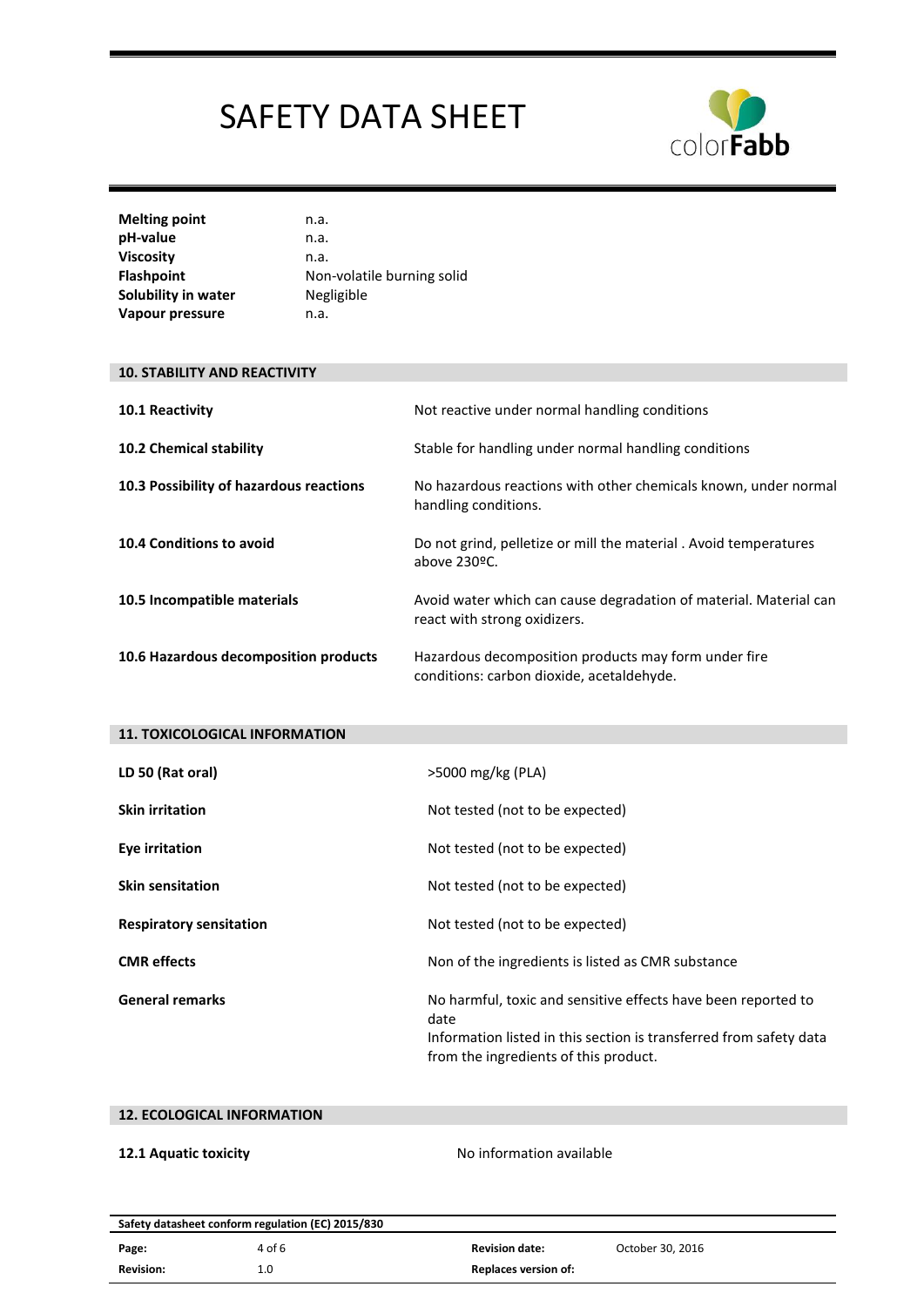| | |
|---|---|
| **Melting point** | n.a. |
| **pH-value** | n.a. |
| **Viscosity** | n.a. |
| **Flashpoint** | Non-volatile burning solid |
| **Solubility in water** | Negligible |
| **Vapour pressure** | n.a. |

## 10. STABILITY AND REACTIVITY

| | |
|---|---|
| **10.1 Reactivity** | Not reactive under normal handling conditions |
| **10.2 Chemical stability** | Stable for handling under normal handling conditions |
| **10.3 Possibility of hazardous reactions** | No hazardous reactions with other chemicals known, under normal handling conditions. |
| **10.4 Conditions to avoid** | Do not grind, pelletize or mill the material . Avoid temperatures above 230ºC. |
| **10.5 Incompatible materials** | Avoid water which can cause degradation of material. Material can react with strong oxidizers. |
| **10.6 Hazardous decomposition products** | Hazardous decomposition products may form under fire conditions: carbon dioxide, acetaldehyde. |

## 11. TOXICOLOGICAL INFORMATION

| | |
|---|---|
| **LD 50 (Rat oral)** | >5000 mg/kg (PLA) |
| **Skin irritation** | Not tested (not to be expected) |
| **Eye irritation** | Not tested (not to be expected) |
| **Skin sensitation** | Not tested (not to be expected) |
| **Respiratory sensitation** | Not tested (not to be expected) |
| **CMR effects** | Non of the ingredients is listed as CMR substance |
| **General remarks** | No harmful, toxic and sensitive effects have been reported to date<br>Information listed in this section is transferred from safety data from the ingredients of this product. |

## 12. ECOLOGICAL INFORMATION

| | |
|---|---|
| **12.1 Aquatic toxicity** | No information available |

| Safety datasheet conform regulation (EC) 2015/830 | | | |
|---|---|---|---|
| **Page:** | 4 of 6 | **Revision date:** | October 30, 2016 |
| **Revision:** | 1.0 | **Replaces version of:** | |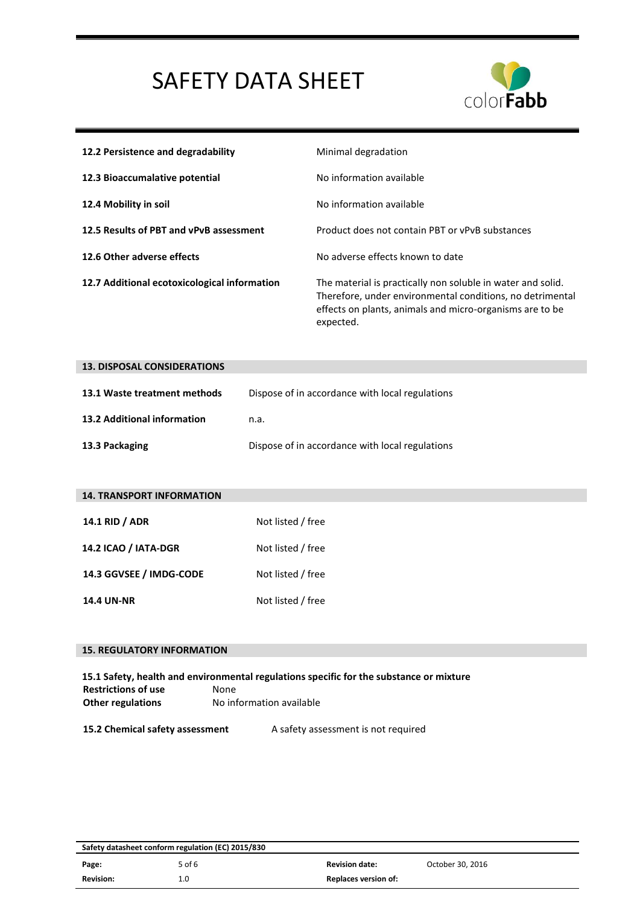| | |
|---|---|
| **12.2 Persistence and degradability** | Minimal degradation |
| **12.3 Bioaccumalative potential** | No information available |
| **12.4 Mobility in soil** | No information available |
| **12.5 Results of PBT and vPvB assessment** | Product does not contain PBT or vPvB substances |
| **12.6 Other adverse effects** | No adverse effects known to date |
| **12.7 Additional ecotoxicological information** | The material is practically non soluble in water and solid. Therefore, under environmental conditions, no detrimental effects on plants, animals and micro-organisms are to be expected. |

## 13. DISPOSAL CONSIDERATIONS

| | |
|---|---|
| **13.1 Waste treatment methods** | Dispose of in accordance with local regulations |
| **13.2 Additional information** | n.a. |
| **13.3 Packaging** | Dispose of in accordance with local regulations |

## 14. TRANSPORT INFORMATION

| | |
|---|---|
| **14.1 RID / ADR** | Not listed / free |
| **14.2 ICAO / IATA-DGR** | Not listed / free |
| **14.3 GGVSEE / IMDG-CODE** | Not listed / free |
| **14.4 UN-NR** | Not listed / free |

## 15. REGULATORY INFORMATION

**15.1 Safety, health and environmental regulations specific for the substance or mixture**

| | |
|---|---|
| **Restrictions of use** | None |
| **Other regulations** | No information available |

**15.2 Chemical safety assessment** A safety assessment is not required

| Safety datasheet conform regulation (EC) 2015/830 | | | |
|---|---|---|---|
| **Revision:** | 1.0 | **Revision date:** | October 30, 2016 |
| | | **Replaces version of:** | |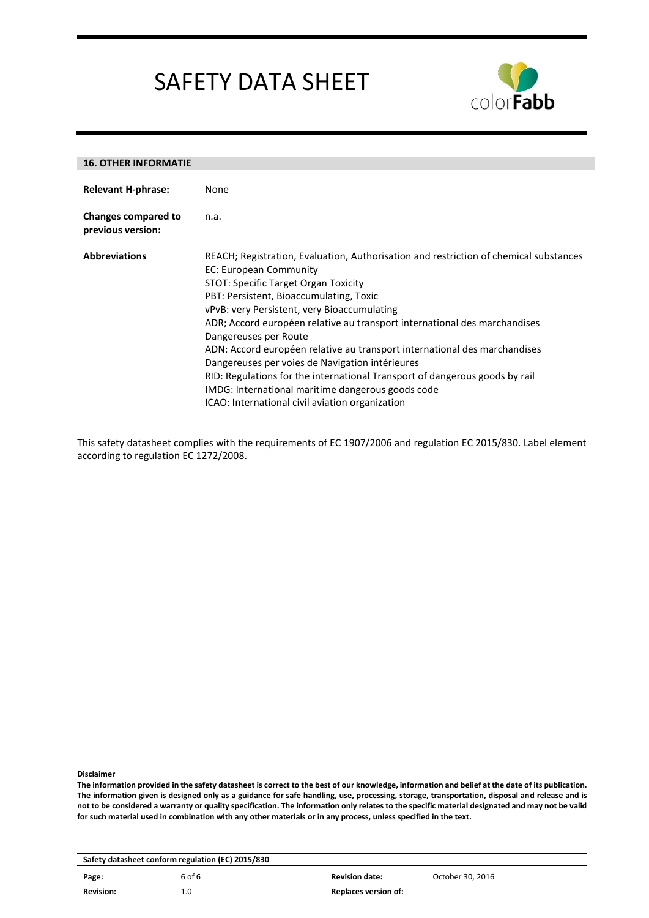## 16. OTHER INFORMATIE

**Relevant H-phrase:** None

**Changes compared to previous version:** n.a.

**Abbreviations**

REACH; Registration, Evaluation, Authorisation and restriction of chemical substances
EC: European Community
STOT: Specific Target Organ Toxicity
PBT: Persistent, Bioaccumulating, Toxic
vPvB: very Persistent, very Bioaccumulating
ADR; Accord européen relative au transport international des marchandises Dangereuses per Route
ADN: Accord européen relative au transport international des marchandises Dangereuses per voies de Navigation intérieures
RID: Regulations for the international Transport of dangerous goods by rail
IMDG: International maritime dangerous goods code
ICAO: International civil aviation organization

This safety datasheet complies with the requirements of EC 1907/2006 and regulation EC 2015/830. Label element according to regulation EC 1272/2008.

**Disclaimer**

**The information provided in the safety datasheet is correct to the best of our knowledge, information and belief at the date of its publication. The information given is designed only as a guidance for safe handling, use, processing, storage, transportation, disposal and release and is not to be considered a warranty or quality specification. The information only relates to the specific material designated and may not be valid for such material used in combination with any other materials or in any process, unless specified in the text.**